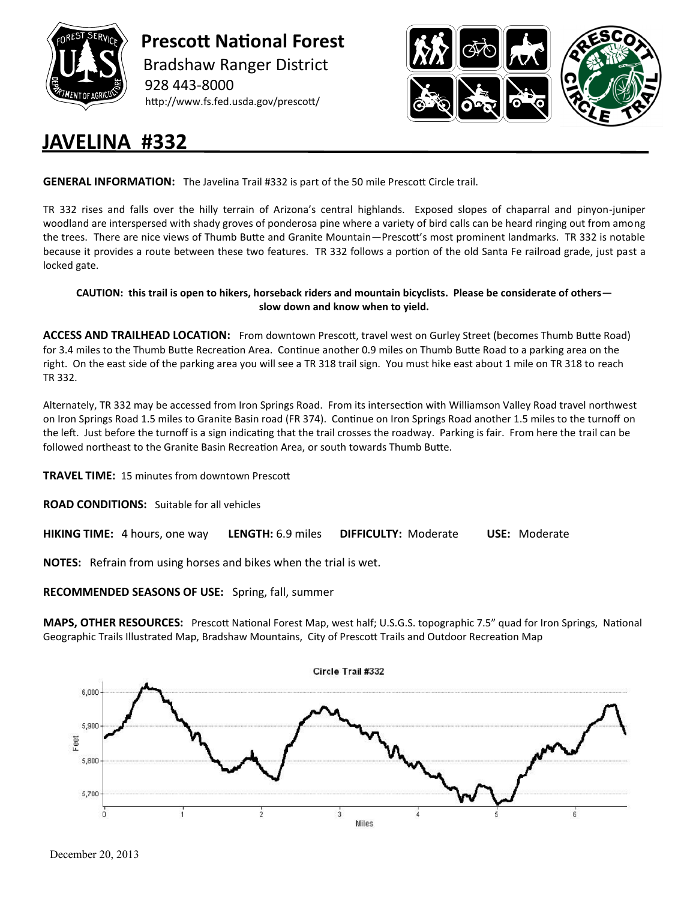# Prescott National Forest

Bradshaw Ranger District

928 443-8000

http://www.fs.fed.usda.gov/prescott/

# JAVELINA #332

**GENERAL INFORMATION:** The Javelina Trail #332 is part of the 50 mile Prescott Circle trail.

TR 332 rises and falls over the hilly terrain of Arizona's central highlands. Exposed slopes of chaparral and pinyon-juniper woodland are interspersed with shady groves of ponderosa pine where a variety of bird calls can be heard ringing out from among the trees. There are nice views of Thumb Butte and Granite Mountain—Prescott's most prominent landmarks. TR 332 is notable because it provides a route between these two features. TR 332 follows a portion of the old Santa Fe railroad grade, just past a locked gate.

**CAUTION: this trail is open to hikers, horseback riders and mountain bicyclists. Please be considerate of others—slow down and know when to yield.**

**ACCESS AND TRAILHEAD LOCATION:** From downtown Prescott, travel west on Gurley Street (becomes Thumb Butte Road) for 3.4 miles to the Thumb Butte Recreation Area. Continue another 0.9 miles on Thumb Butte Road to a parking area on the right. On the east side of the parking area you will see a TR 318 trail sign. You must hike east about 1 mile on TR 318 to reach TR 332.

Alternately, TR 332 may be accessed from Iron Springs Road. From its intersection with Williamson Valley Road travel northwest on Iron Springs Road 1.5 miles to Granite Basin road (FR 374). Continue on Iron Springs Road another 1.5 miles to the turnoff on the left. Just before the turnoff is a sign indicating that the trail crosses the roadway. Parking is fair. From here the trail can be followed northeast to the Granite Basin Recreation Area, or south towards Thumb Butte.

**TRAVEL TIME:** 15 minutes from downtown Prescott

**ROAD CONDITIONS:** Suitable for all vehicles

**HIKING TIME:** 4 hours, one way **LENGTH:** 6.9 miles **DIFFICULTY:** Moderate **USE:** Moderate

**NOTES:** Refrain from using horses and bikes when the trial is wet.

**RECOMMENDED SEASONS OF USE:** Spring, fall, summer

**MAPS, OTHER RESOURCES:** Prescott National Forest Map, west half; U.S.G.S. topographic 7.5" quad for Iron Springs, National Geographic Trails Illustrated Map, Bradshaw Mountains, City of Prescott Trails and Outdoor Recreation Map

Circle Trail #332

December 20, 2013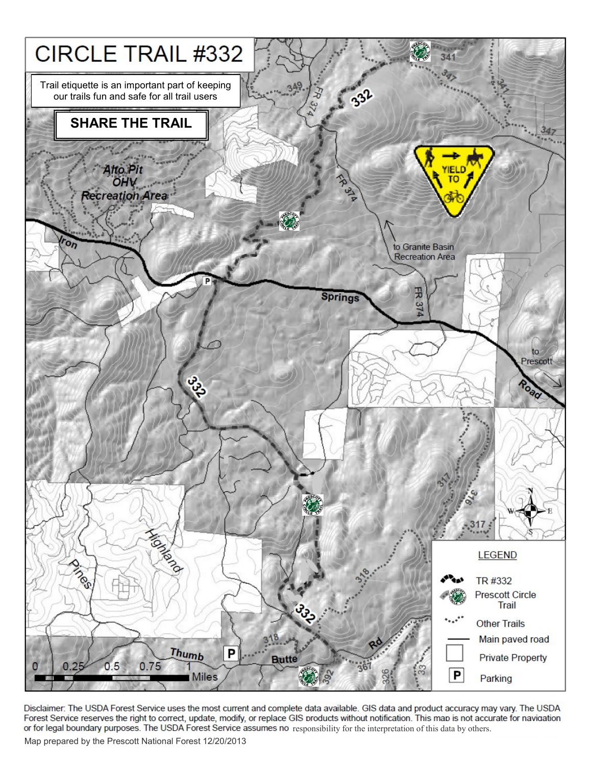# CIRCLE TRAIL #332

Trail etiquette is an important part of keeping our trails fun and safe for all trail users

**SHARE THE TRAIL**

YIELD TO

Alto Pit OHV Recreation Area

Iron Springs Road

to Granite Basin Recreation Area

to Prescott

FR 374

332

349

341

347

317

316

318

367

326

392

Highland Pines

Thumb Butte Rd

0 0.25 0.5 0.75 1 Miles

N W E S

LEGEND

TR #332

Prescott Circle Trail

Other Trails

Main paved road

Private Property

Parking

Disclaimer: The USDA Forest Service uses the most current and complete data available. GIS data and product accuracy may vary. The USDA Forest Service reserves the right to correct, update, modify, or replace GIS products without notification. This map is not accurate for navigation or for legal boundary purposes. The USDA Forest Service assumes no responsibility for the interpretation of this data by others.

Map prepared by the Prescott National Forest 12/20/2013